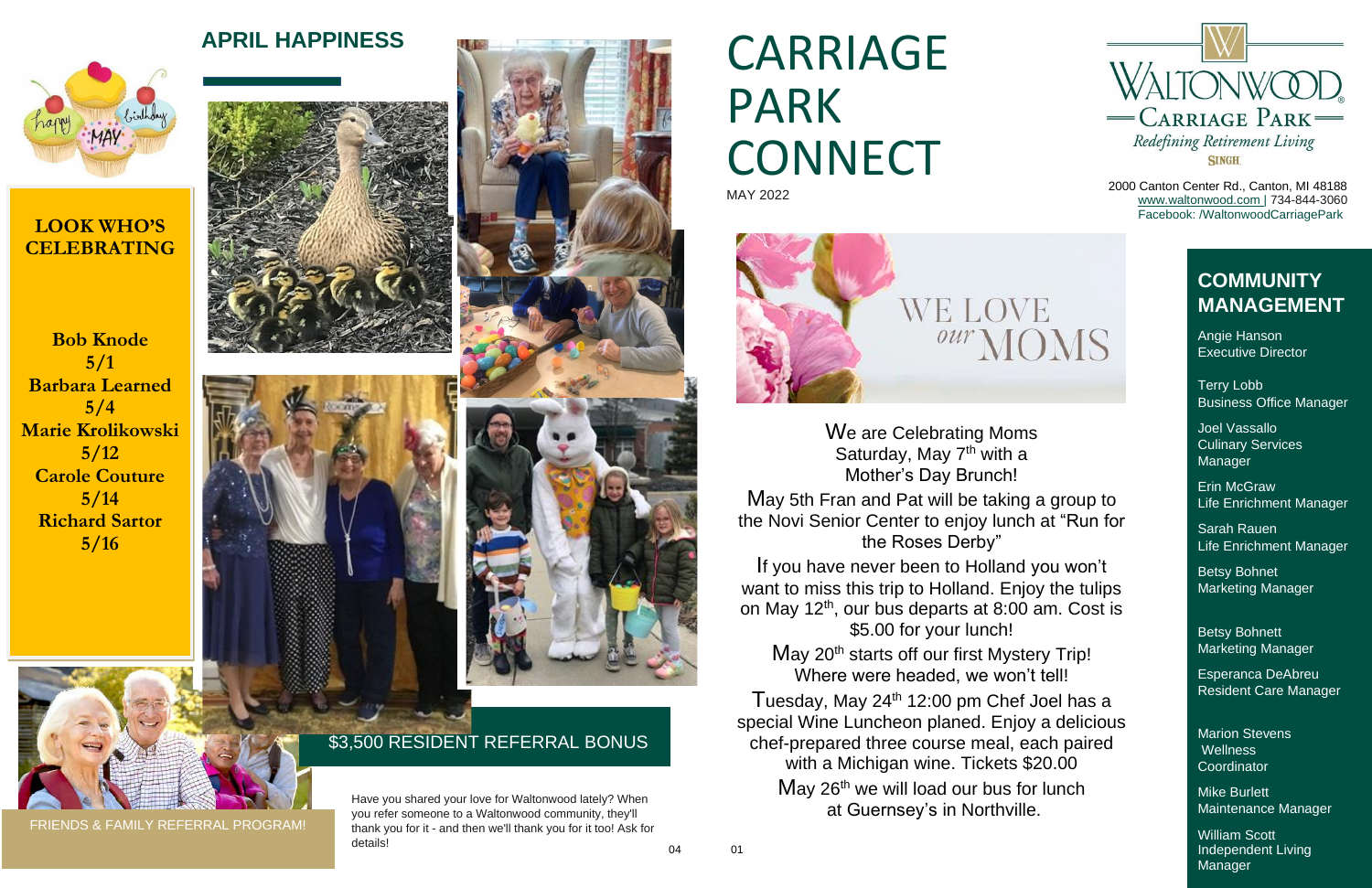# CARRIAGE PARK CONNECT

MAY 2022

WALTONWOOD
CARRIAGE PARK
*Redefining Retirement Living*
SINGH

2000 Canton Center Rd., Canton, MI 48188
www.waltonwood.com | 734-844-3060
Facebook: /WaltonwoodCarriagePark

## APRIL HAPPINESS

## LOOK WHO'S CELEBRATING

**Bob Knode**
**5/1**
**Barbara Learned**
**5/4**
**Marie Krolikowski**
**5/12**
**Carole Couture**
**5/14**
**Richard Sartor**
**5/16**

## $3,500 RESIDENT REFERRAL BONUS

FRIENDS & FAMILY REFERRAL PROGRAM!

Have you shared your love for Waltonwood lately? When you refer someone to a Waltonwood community, they'll thank you for it - and then we'll thank you for it too! Ask for details!

WE LOVE *our* MOMS

We are Celebrating Moms Saturday, May 7th with a Mother's Day Brunch!

May 5th Fran and Pat will be taking a group to the Novi Senior Center to enjoy lunch at "Run for the Roses Derby"

If you have never been to Holland you won't want to miss this trip to Holland. Enjoy the tulips on May 12th, our bus departs at 8:00 am. Cost is $5.00 for your lunch!

May 20th starts off our first Mystery Trip! Where were headed, we won't tell!

Tuesday, May 24th 12:00 pm Chef Joel has a special Wine Luncheon planed. Enjoy a delicious chef-prepared three course meal, each paired with a Michigan wine. Tickets $20.00

May 26th we will load our bus for lunch at Guernsey's in Northville.

## COMMUNITY MANAGEMENT

Angie Hanson
Executive Director

Terry Lobb
Business Office Manager

Joel Vassallo
Culinary Services Manager

Erin McGraw
Life Enrichment Manager

Sarah Rauen
Life Enrichment Manager

Betsy Bohnet
Marketing Manager

Betsy Bohnett
Marketing Manager

Esperanca DeAbreu
Resident Care Manager

Marion Stevens
Wellness Coordinator

Mike Burlett
Maintenance Manager

William Scott
Independent Living Manager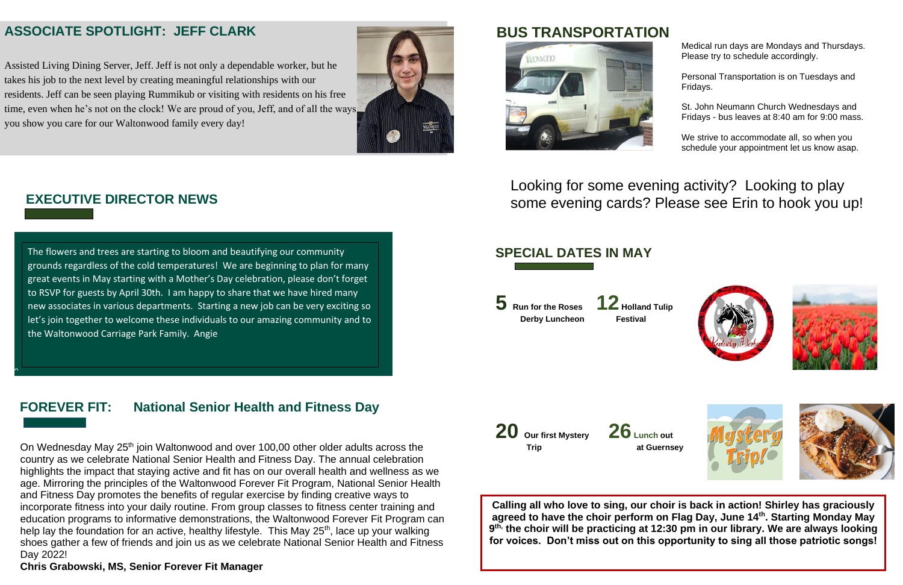## ASSOCIATE SPOTLIGHT: JEFF CLARK

Assisted Living Dining Server, Jeff. Jeff is not only a dependable worker, but he takes his job to the next level by creating meaningful relationships with our residents. Jeff can be seen playing Rummikub or visiting with residents on his free time, even when he's not on the clock! We are proud of you, Jeff, and of all the ways you show you care for our Waltonwood family every day!

## EXECUTIVE DIRECTOR NEWS

The flowers and trees are starting to bloom and beautifying our community grounds regardless of the cold temperatures! We are beginning to plan for many great events in May starting with a Mother's Day celebration, please don't forget to RSVP for guests by April 30th. I am happy to share that we have hired many new associates in various departments. Starting a new job can be very exciting so let's join together to welcome these individuals to our amazing community and to the Waltonwood Carriage Park Family. Angie

## FOREVER FIT: National Senior Health and Fitness Day

On Wednesday May 25th join Waltonwood and over 100,00 other older adults across the country as we celebrate National Senior Health and Fitness Day. The annual celebration highlights the impact that staying active and fit has on our overall health and wellness as we age. Mirroring the principles of the Waltonwood Forever Fit Program, National Senior Health and Fitness Day promotes the benefits of regular exercise by finding creative ways to incorporate fitness into your daily routine. From group classes to fitness center training and education programs to informative demonstrations, the Waltonwood Forever Fit Program can help lay the foundation for an active, healthy lifestyle. This May 25th, lace up your walking shoes gather a few of friends and join us as we celebrate National Senior Health and Fitness Day 2022!

**Chris Grabowski, MS, Senior Forever Fit Manager**

## BUS TRANSPORTATION

Medical run days are Mondays and Thursdays. Please try to schedule accordingly.

Personal Transportation is on Tuesdays and Fridays.

St. John Neumann Church Wednesdays and Fridays - bus leaves at 8:40 am for 9:00 mass.

We strive to accommodate all, so when you schedule your appointment let us know asap.

Looking for some evening activity? Looking to play some evening cards? Please see Erin to hook you up!

## SPECIAL DATES IN MAY

**5** **Run for the Roses Derby Luncheon**

**12** **Holland Tulip Festival**

**20** **Our first Mystery Trip**

**26** **Lunch out at Guernsey**

**Calling all who love to sing, our choir is back in action! Shirley has graciously agreed to have the choir perform on Flag Day, June 14th. Starting Monday May 9th, the choir will be practicing at 12:30 pm in our library. We are always looking for voices. Don't miss out on this opportunity to sing all those patriotic songs!**